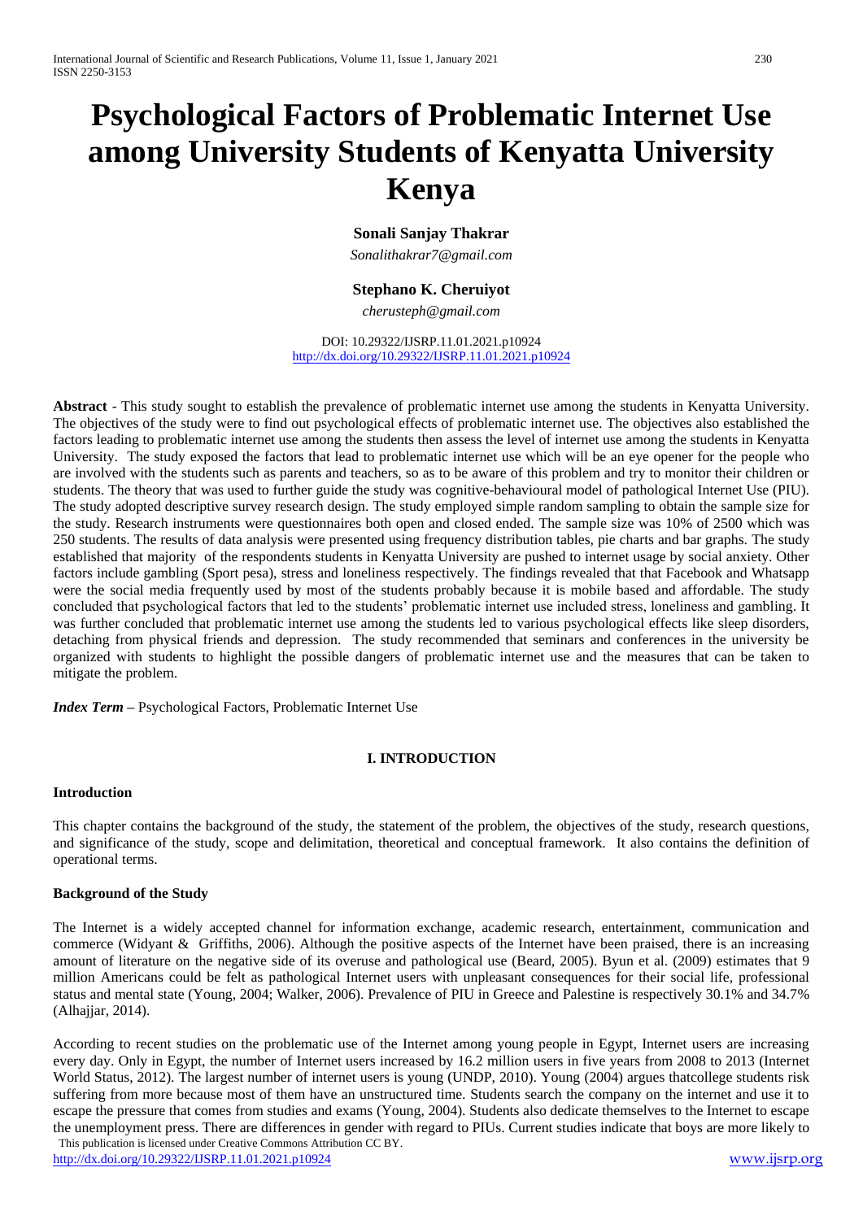# Psychological Factors of Problematic Internet Use among University Students of Kenyatta University Kenya

**Sonali Sanjay Thakrar**

*Sonalithakrar7@gmail.com*

**Stephano K. Cheruiyot**

*cherusteph@gmail.com*

DOI: 10.29322/IJSRP.11.01.2021.p10924
http://dx.doi.org/10.29322/IJSRP.11.01.2021.p10924

**Abstract** - This study sought to establish the prevalence of problematic internet use among the students in Kenyatta University. The objectives of the study were to find out psychological effects of problematic internet use. The objectives also established the factors leading to problematic internet use among the students then assess the level of internet use among the students in Kenyatta University. The study exposed the factors that lead to problematic internet use which will be an eye opener for the people who are involved with the students such as parents and teachers, so as to be aware of this problem and try to monitor their children or students. The theory that was used to further guide the study was cognitive-behavioural model of pathological Internet Use (PIU). The study adopted descriptive survey research design. The study employed simple random sampling to obtain the sample size for the study. Research instruments were questionnaires both open and closed ended. The sample size was 10% of 2500 which was 250 students. The results of data analysis were presented using frequency distribution tables, pie charts and bar graphs. The study established that majority of the respondents students in Kenyatta University are pushed to internet usage by social anxiety. Other factors include gambling (Sport pesa), stress and loneliness respectively. The findings revealed that that Facebook and Whatsapp were the social media frequently used by most of the students probably because it is mobile based and affordable. The study concluded that psychological factors that led to the students' problematic internet use included stress, loneliness and gambling. It was further concluded that problematic internet use among the students led to various psychological effects like sleep disorders, detaching from physical friends and depression. The study recommended that seminars and conferences in the university be organized with students to highlight the possible dangers of problematic internet use and the measures that can be taken to mitigate the problem.

***Index Term*** – Psychological Factors, Problematic Internet Use

## I. INTRODUCTION

### Introduction

This chapter contains the background of the study, the statement of the problem, the objectives of the study, research questions, and significance of the study, scope and delimitation, theoretical and conceptual framework. It also contains the definition of operational terms.

### Background of the Study

The Internet is a widely accepted channel for information exchange, academic research, entertainment, communication and commerce (Widyant & Griffiths, 2006). Although the positive aspects of the Internet have been praised, there is an increasing amount of literature on the negative side of its overuse and pathological use (Beard, 2005). Byun et al. (2009) estimates that 9 million Americans could be felt as pathological Internet users with unpleasant consequences for their social life, professional status and mental state (Young, 2004; Walker, 2006). Prevalence of PIU in Greece and Palestine is respectively 30.1% and 34.7% (Alhajjar, 2014).

According to recent studies on the problematic use of the Internet among young people in Egypt, Internet users are increasing every day. Only in Egypt, the number of Internet users increased by 16.2 million users in five years from 2008 to 2013 (Internet World Status, 2012). The largest number of internet users is young (UNDP, 2010). Young (2004) argues thatcollege students risk suffering from more because most of them have an unstructured time. Students search the company on the internet and use it to escape the pressure that comes from studies and exams (Young, 2004). Students also dedicate themselves to the Internet to escape the unemployment press. There are differences in gender with regard to PIUs. Current studies indicate that boys are more likely to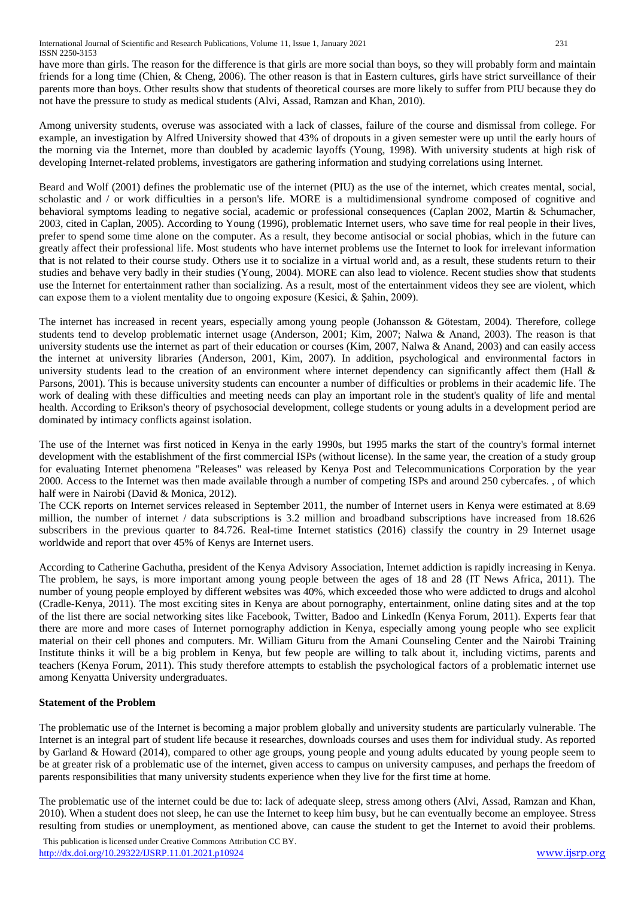have more than girls. The reason for the difference is that girls are more social than boys, so they will probably form and maintain friends for a long time (Chien, & Cheng, 2006). The other reason is that in Eastern cultures, girls have strict surveillance of their parents more than boys. Other results show that students of theoretical courses are more likely to suffer from PIU because they do not have the pressure to study as medical students (Alvi, Assad, Ramzan and Khan, 2010).

Among university students, overuse was associated with a lack of classes, failure of the course and dismissal from college. For example, an investigation by Alfred University showed that 43% of dropouts in a given semester were up until the early hours of the morning via the Internet, more than doubled by academic layoffs (Young, 1998). With university students at high risk of developing Internet-related problems, investigators are gathering information and studying correlations using Internet.

Beard and Wolf (2001) defines the problematic use of the internet (PIU) as the use of the internet, which creates mental, social, scholastic and / or work difficulties in a person's life. MORE is a multidimensional syndrome composed of cognitive and behavioral symptoms leading to negative social, academic or professional consequences (Caplan 2002, Martin & Schumacher, 2003, cited in Caplan, 2005). According to Young (1996), problematic Internet users, who save time for real people in their lives, prefer to spend some time alone on the computer. As a result, they become antisocial or social phobias, which in the future can greatly affect their professional life. Most students who have internet problems use the Internet to look for irrelevant information that is not related to their course study. Others use it to socialize in a virtual world and, as a result, these students return to their studies and behave very badly in their studies (Young, 2004). MORE can also lead to violence. Recent studies show that students use the Internet for entertainment rather than socializing. As a result, most of the entertainment videos they see are violent, which can expose them to a violent mentality due to ongoing exposure (Kesici, & Şahin, 2009).

The internet has increased in recent years, especially among young people (Johansson & Götestam, 2004). Therefore, college students tend to develop problematic internet usage (Anderson, 2001; Kim, 2007; Nalwa & Anand, 2003). The reason is that university students use the internet as part of their education or courses (Kim, 2007, Nalwa & Anand, 2003) and can easily access the internet at university libraries (Anderson, 2001, Kim, 2007). In addition, psychological and environmental factors in university students lead to the creation of an environment where internet dependency can significantly affect them (Hall & Parsons, 2001). This is because university students can encounter a number of difficulties or problems in their academic life. The work of dealing with these difficulties and meeting needs can play an important role in the student's quality of life and mental health. According to Erikson's theory of psychosocial development, college students or young adults in a development period are dominated by intimacy conflicts against isolation.

The use of the Internet was first noticed in Kenya in the early 1990s, but 1995 marks the start of the country's formal internet development with the establishment of the first commercial ISPs (without license). In the same year, the creation of a study group for evaluating Internet phenomena "Releases" was released by Kenya Post and Telecommunications Corporation by the year 2000. Access to the Internet was then made available through a number of competing ISPs and around 250 cybercafes. , of which half were in Nairobi (David & Monica, 2012).

The CCK reports on Internet services released in September 2011, the number of Internet users in Kenya were estimated at 8.69 million, the number of internet / data subscriptions is 3.2 million and broadband subscriptions have increased from 18.626 subscribers in the previous quarter to 84.726. Real-time Internet statistics (2016) classify the country in 29 Internet usage worldwide and report that over 45% of Kenys are Internet users.

According to Catherine Gachutha, president of the Kenya Advisory Association, Internet addiction is rapidly increasing in Kenya. The problem, he says, is more important among young people between the ages of 18 and 28 (IT News Africa, 2011). The number of young people employed by different websites was 40%, which exceeded those who were addicted to drugs and alcohol (Cradle-Kenya, 2011). The most exciting sites in Kenya are about pornography, entertainment, online dating sites and at the top of the list there are social networking sites like Facebook, Twitter, Badoo and LinkedIn (Kenya Forum, 2011). Experts fear that there are more and more cases of Internet pornography addiction in Kenya, especially among young people who see explicit material on their cell phones and computers. Mr. William Gituru from the Amani Counseling Center and the Nairobi Training Institute thinks it will be a big problem in Kenya, but few people are willing to talk about it, including victims, parents and teachers (Kenya Forum, 2011). This study therefore attempts to establish the psychological factors of a problematic internet use among Kenyatta University undergraduates.

**Statement of the Problem**

The problematic use of the Internet is becoming a major problem globally and university students are particularly vulnerable. The Internet is an integral part of student life because it researches, downloads courses and uses them for individual study. As reported by Garland & Howard (2014), compared to other age groups, young people and young adults educated by young people seem to be at greater risk of a problematic use of the internet, given access to campus on university campuses, and perhaps the freedom of parents responsibilities that many university students experience when they live for the first time at home.

The problematic use of the internet could be due to: lack of adequate sleep, stress among others (Alvi, Assad, Ramzan and Khan, 2010). When a student does not sleep, he can use the Internet to keep him busy, but he can eventually become an employee. Stress resulting from studies or unemployment, as mentioned above, can cause the student to get the Internet to avoid their problems.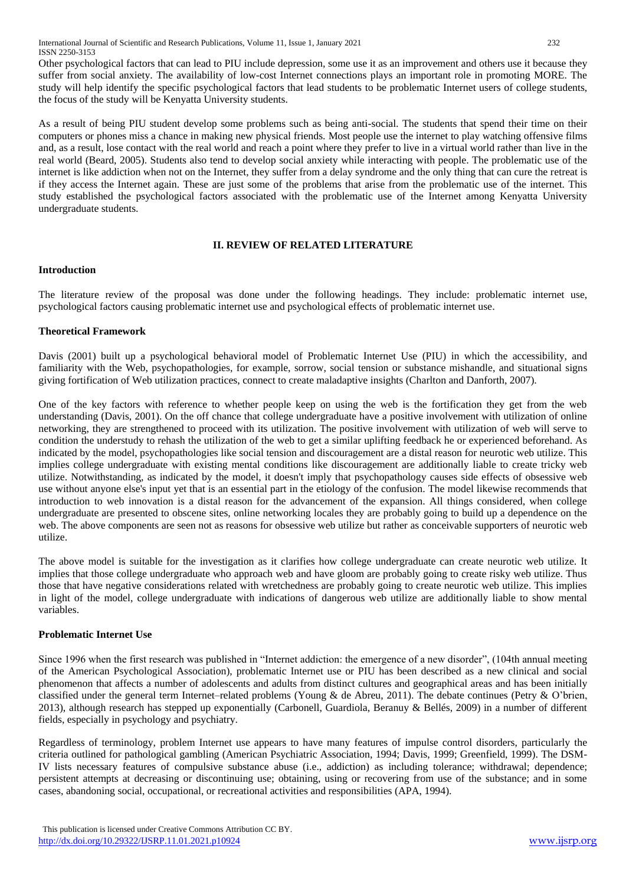Other psychological factors that can lead to PIU include depression, some use it as an improvement and others use it because they suffer from social anxiety. The availability of low-cost Internet connections plays an important role in promoting MORE. The study will help identify the specific psychological factors that lead students to be problematic Internet users of college students, the focus of the study will be Kenyatta University students.

As a result of being PIU student develop some problems such as being anti-social. The students that spend their time on their computers or phones miss a chance in making new physical friends. Most people use the internet to play watching offensive films and, as a result, lose contact with the real world and reach a point where they prefer to live in a virtual world rather than live in the real world (Beard, 2005). Students also tend to develop social anxiety while interacting with people. The problematic use of the internet is like addiction when not on the Internet, they suffer from a delay syndrome and the only thing that can cure the retreat is if they access the Internet again. These are just some of the problems that arise from the problematic use of the internet. This study established the psychological factors associated with the problematic use of the Internet among Kenyatta University undergraduate students.

## II. REVIEW OF RELATED LITERATURE

### Introduction

The literature review of the proposal was done under the following headings. They include: problematic internet use, psychological factors causing problematic internet use and psychological effects of problematic internet use.

### Theoretical Framework

Davis (2001) built up a psychological behavioral model of Problematic Internet Use (PIU) in which the accessibility, and familiarity with the Web, psychopathologies, for example, sorrow, social tension or substance mishandle, and situational signs giving fortification of Web utilization practices, connect to create maladaptive insights (Charlton and Danforth, 2007).

One of the key factors with reference to whether people keep on using the web is the fortification they get from the web understanding (Davis, 2001). On the off chance that college undergraduate have a positive involvement with utilization of online networking, they are strengthened to proceed with its utilization. The positive involvement with utilization of web will serve to condition the understudy to rehash the utilization of the web to get a similar uplifting feedback he or experienced beforehand. As indicated by the model, psychopathologies like social tension and discouragement are a distal reason for neurotic web utilize. This implies college undergraduate with existing mental conditions like discouragement are additionally liable to create tricky web utilize. Notwithstanding, as indicated by the model, it doesn't imply that psychopathology causes side effects of obsessive web use without anyone else's input yet that is an essential part in the etiology of the confusion. The model likewise recommends that introduction to web innovation is a distal reason for the advancement of the expansion. All things considered, when college undergraduate are presented to obscene sites, online networking locales they are probably going to build up a dependence on the web. The above components are seen not as reasons for obsessive web utilize but rather as conceivable supporters of neurotic web utilize.

The above model is suitable for the investigation as it clarifies how college undergraduate can create neurotic web utilize. It implies that those college undergraduate who approach web and have gloom are probably going to create risky web utilize. Thus those that have negative considerations related with wretchedness are probably going to create neurotic web utilize. This implies in light of the model, college undergraduate with indications of dangerous web utilize are additionally liable to show mental variables.

### Problematic Internet Use

Since 1996 when the first research was published in "Internet addiction: the emergence of a new disorder", (104th annual meeting of the American Psychological Association), problematic Internet use or PIU has been described as a new clinical and social phenomenon that affects a number of adolescents and adults from distinct cultures and geographical areas and has been initially classified under the general term Internet–related problems (Young & de Abreu, 2011). The debate continues (Petry & O'brien, 2013), although research has stepped up exponentially (Carbonell, Guardiola, Beranuy & Bellés, 2009) in a number of different fields, especially in psychology and psychiatry.

Regardless of terminology, problem Internet use appears to have many features of impulse control disorders, particularly the criteria outlined for pathological gambling (American Psychiatric Association, 1994; Davis, 1999; Greenfield, 1999). The DSM-IV lists necessary features of compulsive substance abuse (i.e., addiction) as including tolerance; withdrawal; dependence; persistent attempts at decreasing or discontinuing use; obtaining, using or recovering from use of the substance; and in some cases, abandoning social, occupational, or recreational activities and responsibilities (APA, 1994).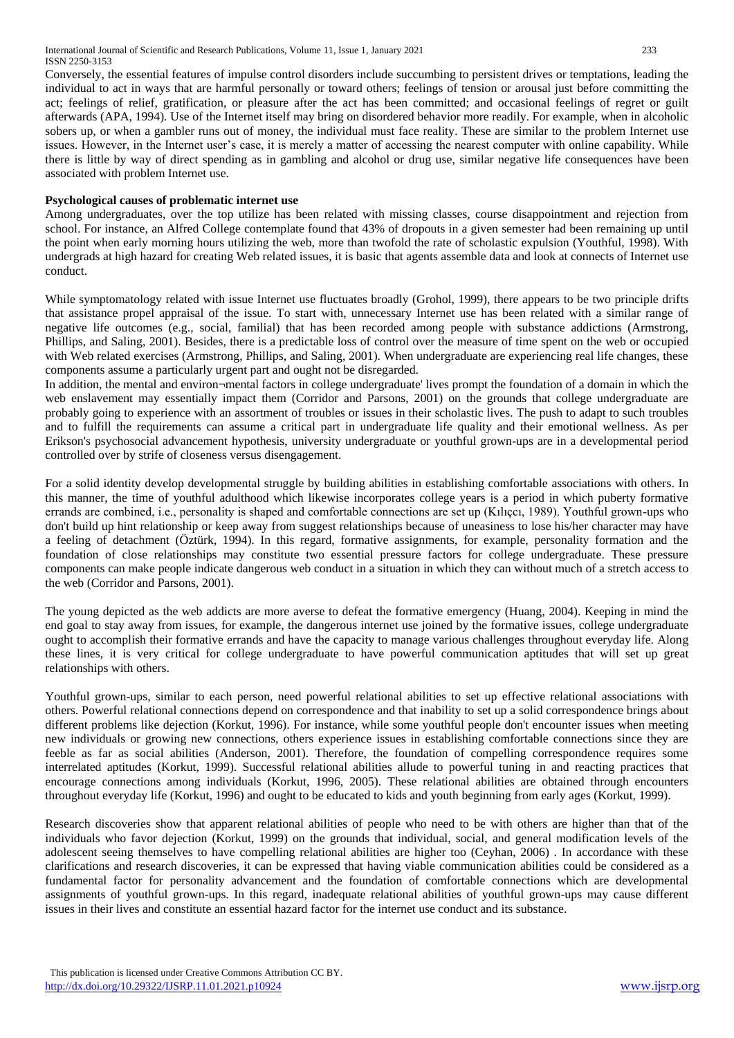Conversely, the essential features of impulse control disorders include succumbing to persistent drives or temptations, leading the individual to act in ways that are harmful personally or toward others; feelings of tension or arousal just before committing the act; feelings of relief, gratification, or pleasure after the act has been committed; and occasional feelings of regret or guilt afterwards (APA, 1994). Use of the Internet itself may bring on disordered behavior more readily. For example, when in alcoholic sobers up, or when a gambler runs out of money, the individual must face reality. These are similar to the problem Internet use issues. However, in the Internet user's case, it is merely a matter of accessing the nearest computer with online capability. While there is little by way of direct spending as in gambling and alcohol or drug use, similar negative life consequences have been associated with problem Internet use.

**Psychological causes of problematic internet use**

Among undergraduates, over the top utilize has been related with missing classes, course disappointment and rejection from school. For instance, an Alfred College contemplate found that 43% of dropouts in a given semester had been remaining up until the point when early morning hours utilizing the web, more than twofold the rate of scholastic expulsion (Youthful, 1998). With undergrads at high hazard for creating Web related issues, it is basic that agents assemble data and look at connects of Internet use conduct.

While symptomatology related with issue Internet use fluctuates broadly (Grohol, 1999), there appears to be two principle drifts that assistance propel appraisal of the issue. To start with, unnecessary Internet use has been related with a similar range of negative life outcomes (e.g., social, familial) that has been recorded among people with substance addictions (Armstrong, Phillips, and Saling, 2001). Besides, there is a predictable loss of control over the measure of time spent on the web or occupied with Web related exercises (Armstrong, Phillips, and Saling, 2001). When undergraduate are experiencing real life changes, these components assume a particularly urgent part and ought not be disregarded.

In addition, the mental and environ¬mental factors in college undergraduate' lives prompt the foundation of a domain in which the web enslavement may essentially impact them (Corridor and Parsons, 2001) on the grounds that college undergraduate are probably going to experience with an assortment of troubles or issues in their scholastic lives. The push to adapt to such troubles and to fulfill the requirements can assume a critical part in undergraduate life quality and their emotional wellness. As per Erikson's psychosocial advancement hypothesis, university undergraduate or youthful grown-ups are in a developmental period controlled over by strife of closeness versus disengagement.

For a solid identity develop developmental struggle by building abilities in establishing comfortable associations with others. In this manner, the time of youthful adulthood which likewise incorporates college years is a period in which puberty formative errands are combined, i.e., personality is shaped and comfortable connections are set up (Kılıççı, 1989). Youthful grown-ups who don't build up hint relationship or keep away from suggest relationships because of uneasiness to lose his/her character may have a feeling of detachment (Öztürk, 1994). In this regard, formative assignments, for example, personality formation and the foundation of close relationships may constitute two essential pressure factors for college undergraduate. These pressure components can make people indicate dangerous web conduct in a situation in which they can without much of a stretch access to the web (Corridor and Parsons, 2001).

The young depicted as the web addicts are more averse to defeat the formative emergency (Huang, 2004). Keeping in mind the end goal to stay away from issues, for example, the dangerous internet use joined by the formative issues, college undergraduate ought to accomplish their formative errands and have the capacity to manage various challenges throughout everyday life. Along these lines, it is very critical for college undergraduate to have powerful communication aptitudes that will set up great relationships with others.

Youthful grown-ups, similar to each person, need powerful relational abilities to set up effective relational associations with others. Powerful relational connections depend on correspondence and that inability to set up a solid correspondence brings about different problems like dejection (Korkut, 1996). For instance, while some youthful people don't encounter issues when meeting new individuals or growing new connections, others experience issues in establishing comfortable connections since they are feeble as far as social abilities (Anderson, 2001). Therefore, the foundation of compelling correspondence requires some interrelated aptitudes (Korkut, 1999). Successful relational abilities allude to powerful tuning in and reacting practices that encourage connections among individuals (Korkut, 1996, 2005). These relational abilities are obtained through encounters throughout everyday life (Korkut, 1996) and ought to be educated to kids and youth beginning from early ages (Korkut, 1999).

Research discoveries show that apparent relational abilities of people who need to be with others are higher than that of the individuals who favor dejection (Korkut, 1999) on the grounds that individual, social, and general modification levels of the adolescent seeing themselves to have compelling relational abilities are higher too (Ceyhan, 2006) . In accordance with these clarifications and research discoveries, it can be expressed that having viable communication abilities could be considered as a fundamental factor for personality advancement and the foundation of comfortable connections which are developmental assignments of youthful grown-ups. In this regard, inadequate relational abilities of youthful grown-ups may cause different issues in their lives and constitute an essential hazard factor for the internet use conduct and its substance.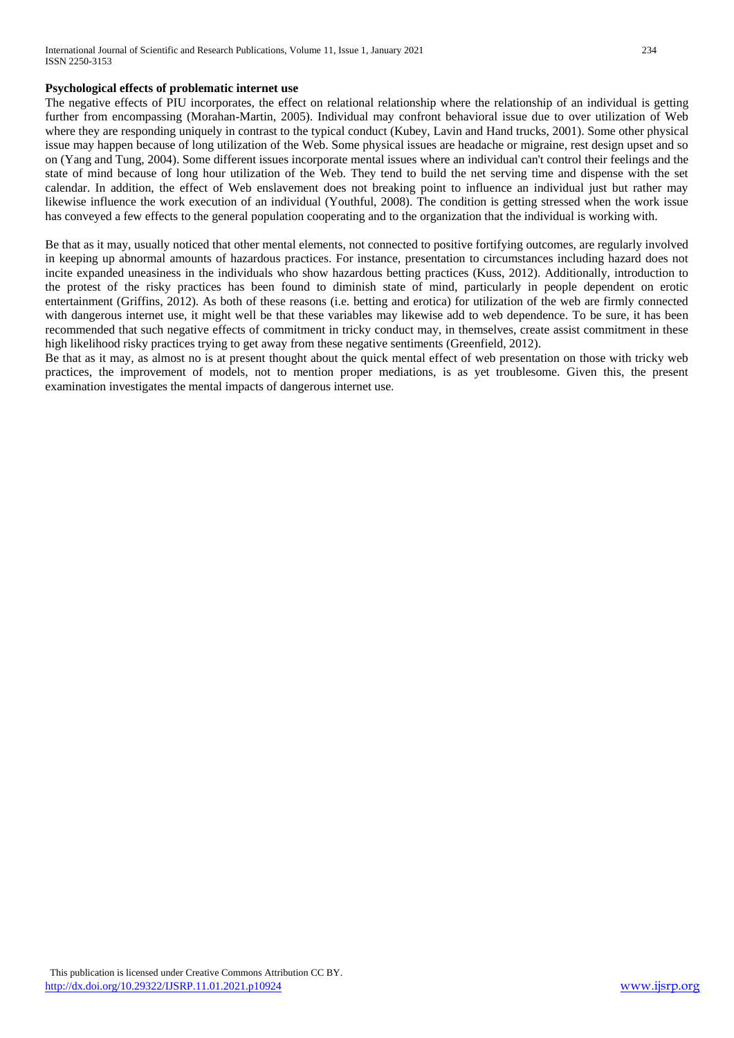**Psychological effects of problematic internet use**

The negative effects of PIU incorporates, the effect on relational relationship where the relationship of an individual is getting further from encompassing (Morahan-Martin, 2005). Individual may confront behavioral issue due to over utilization of Web where they are responding uniquely in contrast to the typical conduct (Kubey, Lavin and Hand trucks, 2001). Some other physical issue may happen because of long utilization of the Web. Some physical issues are headache or migraine, rest design upset and so on (Yang and Tung, 2004). Some different issues incorporate mental issues where an individual can't control their feelings and the state of mind because of long hour utilization of the Web. They tend to build the net serving time and dispense with the set calendar. In addition, the effect of Web enslavement does not breaking point to influence an individual just but rather may likewise influence the work execution of an individual (Youthful, 2008). The condition is getting stressed when the work issue has conveyed a few effects to the general population cooperating and to the organization that the individual is working with.

Be that as it may, usually noticed that other mental elements, not connected to positive fortifying outcomes, are regularly involved in keeping up abnormal amounts of hazardous practices. For instance, presentation to circumstances including hazard does not incite expanded uneasiness in the individuals who show hazardous betting practices (Kuss, 2012). Additionally, introduction to the protest of the risky practices has been found to diminish state of mind, particularly in people dependent on erotic entertainment (Griffins, 2012). As both of these reasons (i.e. betting and erotica) for utilization of the web are firmly connected with dangerous internet use, it might well be that these variables may likewise add to web dependence. To be sure, it has been recommended that such negative effects of commitment in tricky conduct may, in themselves, create assist commitment in these high likelihood risky practices trying to get away from these negative sentiments (Greenfield, 2012).

Be that as it may, as almost no is at present thought about the quick mental effect of web presentation on those with tricky web practices, the improvement of models, not to mention proper mediations, is as yet troublesome. Given this, the present examination investigates the mental impacts of dangerous internet use.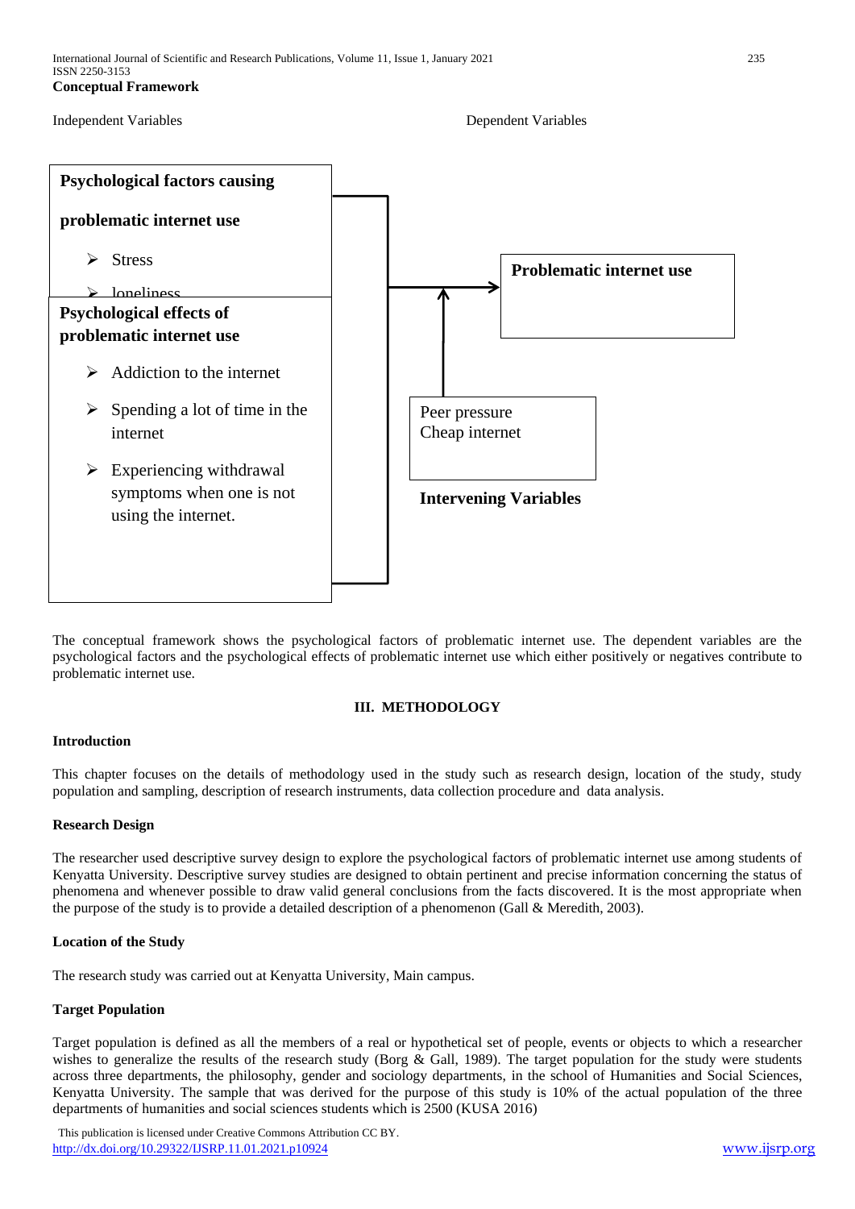**Conceptual Framework**

Independent Variables

Dependent Variables

**Psychological factors causing problematic internet use**

- Stress
- loneliness

**Psychological effects of problematic internet use**

- Addiction to the internet
- Spending a lot of time in the internet
- Experiencing withdrawal symptoms when one is not using the internet.

**Problematic internet use**

Peer pressure
Cheap internet

**Intervening Variables**

The conceptual framework shows the psychological factors of problematic internet use. The dependent variables are the psychological factors and the psychological effects of problematic internet use which either positively or negatives contribute to problematic internet use.

## III. METHODOLOGY

### Introduction

This chapter focuses on the details of methodology used in the study such as research design, location of the study, study population and sampling, description of research instruments, data collection procedure and data analysis.

### Research Design

The researcher used descriptive survey design to explore the psychological factors of problematic internet use among students of Kenyatta University. Descriptive survey studies are designed to obtain pertinent and precise information concerning the status of phenomena and whenever possible to draw valid general conclusions from the facts discovered. It is the most appropriate when the purpose of the study is to provide a detailed description of a phenomenon (Gall & Meredith, 2003).

### Location of the Study

The research study was carried out at Kenyatta University, Main campus.

### Target Population

Target population is defined as all the members of a real or hypothetical set of people, events or objects to which a researcher wishes to generalize the results of the research study (Borg & Gall, 1989). The target population for the study were students across three departments, the philosophy, gender and sociology departments, in the school of Humanities and Social Sciences, Kenyatta University. The sample that was derived for the purpose of this study is 10% of the actual population of the three departments of humanities and social sciences students which is 2500 (KUSA 2016)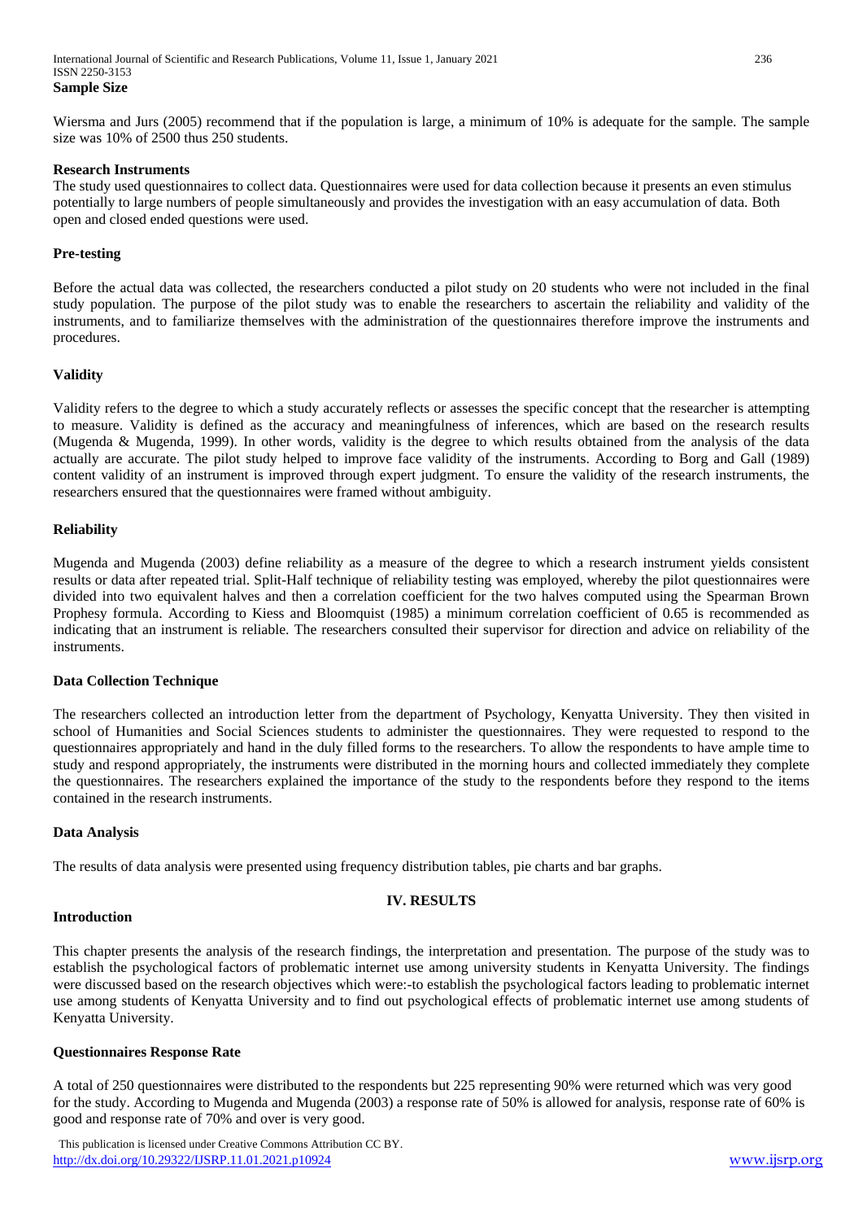### Sample Size

Wiersma and Jurs (2005) recommend that if the population is large, a minimum of 10% is adequate for the sample. The sample size was 10% of 2500 thus 250 students.

### Research Instruments

The study used questionnaires to collect data. Questionnaires were used for data collection because it presents an even stimulus potentially to large numbers of people simultaneously and provides the investigation with an easy accumulation of data. Both open and closed ended questions were used.

### Pre-testing

Before the actual data was collected, the researchers conducted a pilot study on 20 students who were not included in the final study population. The purpose of the pilot study was to enable the researchers to ascertain the reliability and validity of the instruments, and to familiarize themselves with the administration of the questionnaires therefore improve the instruments and procedures.

### Validity

Validity refers to the degree to which a study accurately reflects or assesses the specific concept that the researcher is attempting to measure. Validity is defined as the accuracy and meaningfulness of inferences, which are based on the research results (Mugenda & Mugenda, 1999). In other words, validity is the degree to which results obtained from the analysis of the data actually are accurate. The pilot study helped to improve face validity of the instruments. According to Borg and Gall (1989) content validity of an instrument is improved through expert judgment. To ensure the validity of the research instruments, the researchers ensured that the questionnaires were framed without ambiguity.

### Reliability

Mugenda and Mugenda (2003) define reliability as a measure of the degree to which a research instrument yields consistent results or data after repeated trial. Split-Half technique of reliability testing was employed, whereby the pilot questionnaires were divided into two equivalent halves and then a correlation coefficient for the two halves computed using the Spearman Brown Prophesy formula. According to Kiess and Bloomquist (1985) a minimum correlation coefficient of 0.65 is recommended as indicating that an instrument is reliable. The researchers consulted their supervisor for direction and advice on reliability of the instruments.

### Data Collection Technique

The researchers collected an introduction letter from the department of Psychology, Kenyatta University. They then visited in school of Humanities and Social Sciences students to administer the questionnaires. They were requested to respond to the questionnaires appropriately and hand in the duly filled forms to the researchers. To allow the respondents to have ample time to study and respond appropriately, the instruments were distributed in the morning hours and collected immediately they complete the questionnaires. The researchers explained the importance of the study to the respondents before they respond to the items contained in the research instruments.

### Data Analysis

The results of data analysis were presented using frequency distribution tables, pie charts and bar graphs.

## IV. RESULTS

### Introduction

This chapter presents the analysis of the research findings, the interpretation and presentation. The purpose of the study was to establish the psychological factors of problematic internet use among university students in Kenyatta University. The findings were discussed based on the research objectives which were:-to establish the psychological factors leading to problematic internet use among students of Kenyatta University and to find out psychological effects of problematic internet use among students of Kenyatta University.

### Questionnaires Response Rate

A total of 250 questionnaires were distributed to the respondents but 225 representing 90% were returned which was very good for the study. According to Mugenda and Mugenda (2003) a response rate of 50% is allowed for analysis, response rate of 60% is good and response rate of 70% and over is very good.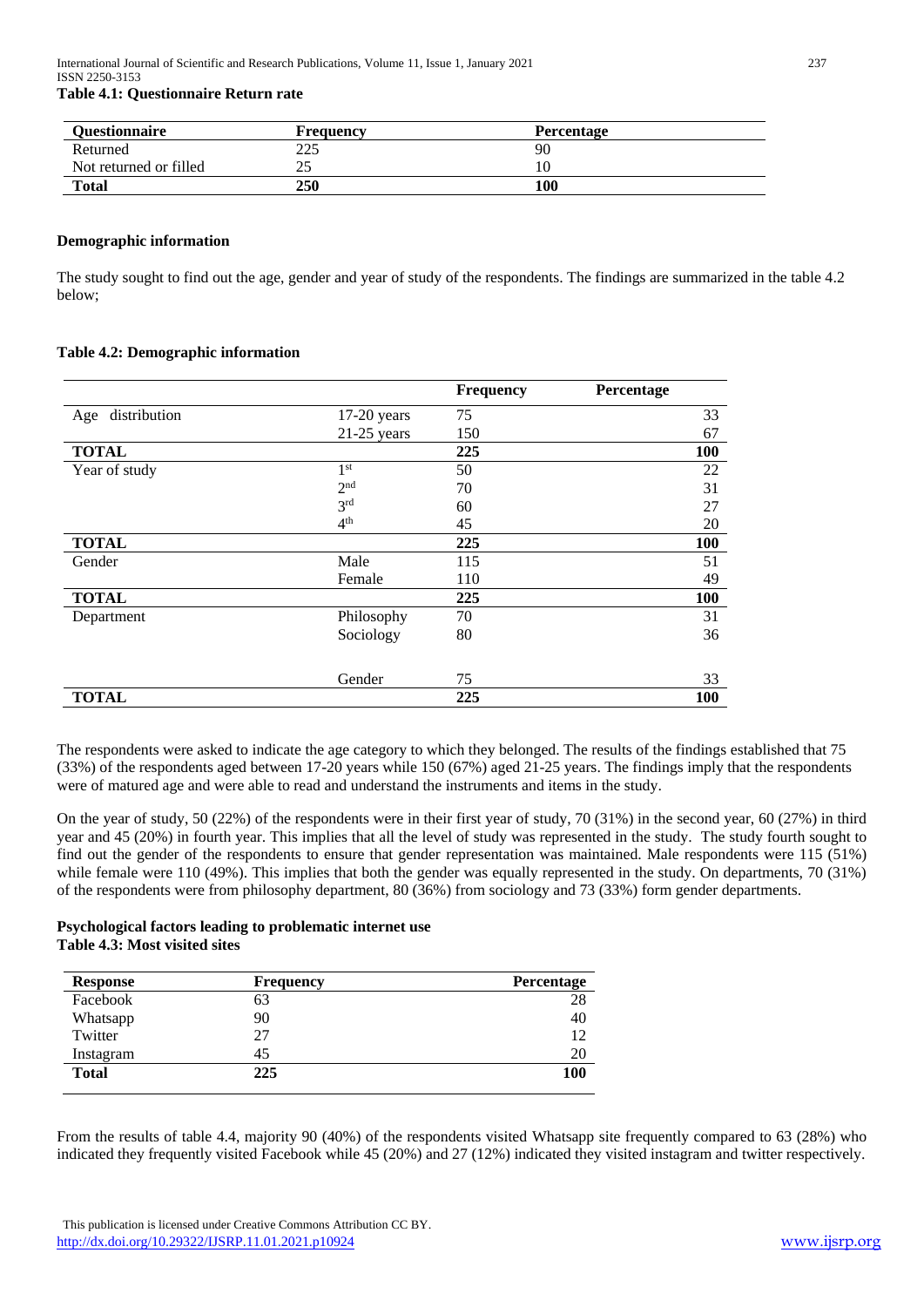**Table 4.1: Questionnaire Return rate**

| Questionnaire | Frequency | Percentage |
|---|---|---|
| Returned | 225 | 90 |
| Not returned or filled | 25 | 10 |
| **Total** | **250** | **100** |

### Demographic information

The study sought to find out the age, gender and year of study of the respondents. The findings are summarized in the table 4.2 below;

**Table 4.2: Demographic information**

| | | Frequency | Percentage |
|---|---|---|---|
| Age distribution | 17-20 years | 75 | 33 |
| | 21-25 years | 150 | 67 |
| **TOTAL** | | **225** | **100** |
| Year of study | 1st | 50 | 22 |
| | 2nd | 70 | 31 |
| | 3rd | 60 | 27 |
| | 4th | 45 | 20 |
| **TOTAL** | | **225** | **100** |
| Gender | Male | 115 | 51 |
| | Female | 110 | 49 |
| **TOTAL** | | **225** | **100** |
| Department | Philosophy | 70 | 31 |
| | Sociology | 80 | 36 |
| | Gender | 75 | 33 |
| **TOTAL** | | **225** | **100** |

The respondents were asked to indicate the age category to which they belonged. The results of the findings established that 75 (33%) of the respondents aged between 17-20 years while 150 (67%) aged 21-25 years. The findings imply that the respondents were of matured age and were able to read and understand the instruments and items in the study.

On the year of study, 50 (22%) of the respondents were in their first year of study, 70 (31%) in the second year, 60 (27%) in third year and 45 (20%) in fourth year. This implies that all the level of study was represented in the study. The study fourth sought to find out the gender of the respondents to ensure that gender representation was maintained. Male respondents were 115 (51%) while female were 110 (49%). This implies that both the gender was equally represented in the study. On departments, 70 (31%) of the respondents were from philosophy department, 80 (36%) from sociology and 73 (33%) form gender departments.

### Psychological factors leading to problematic internet use

**Table 4.3: Most visited sites**

| Response | Frequency | Percentage |
|---|---|---|
| Facebook | 63 | 28 |
| Whatsapp | 90 | 40 |
| Twitter | 27 | 12 |
| Instagram | 45 | 20 |
| **Total** | **225** | **100** |

From the results of table 4.4, majority 90 (40%) of the respondents visited Whatsapp site frequently compared to 63 (28%) who indicated they frequently visited Facebook while 45 (20%) and 27 (12%) indicated they visited instagram and twitter respectively.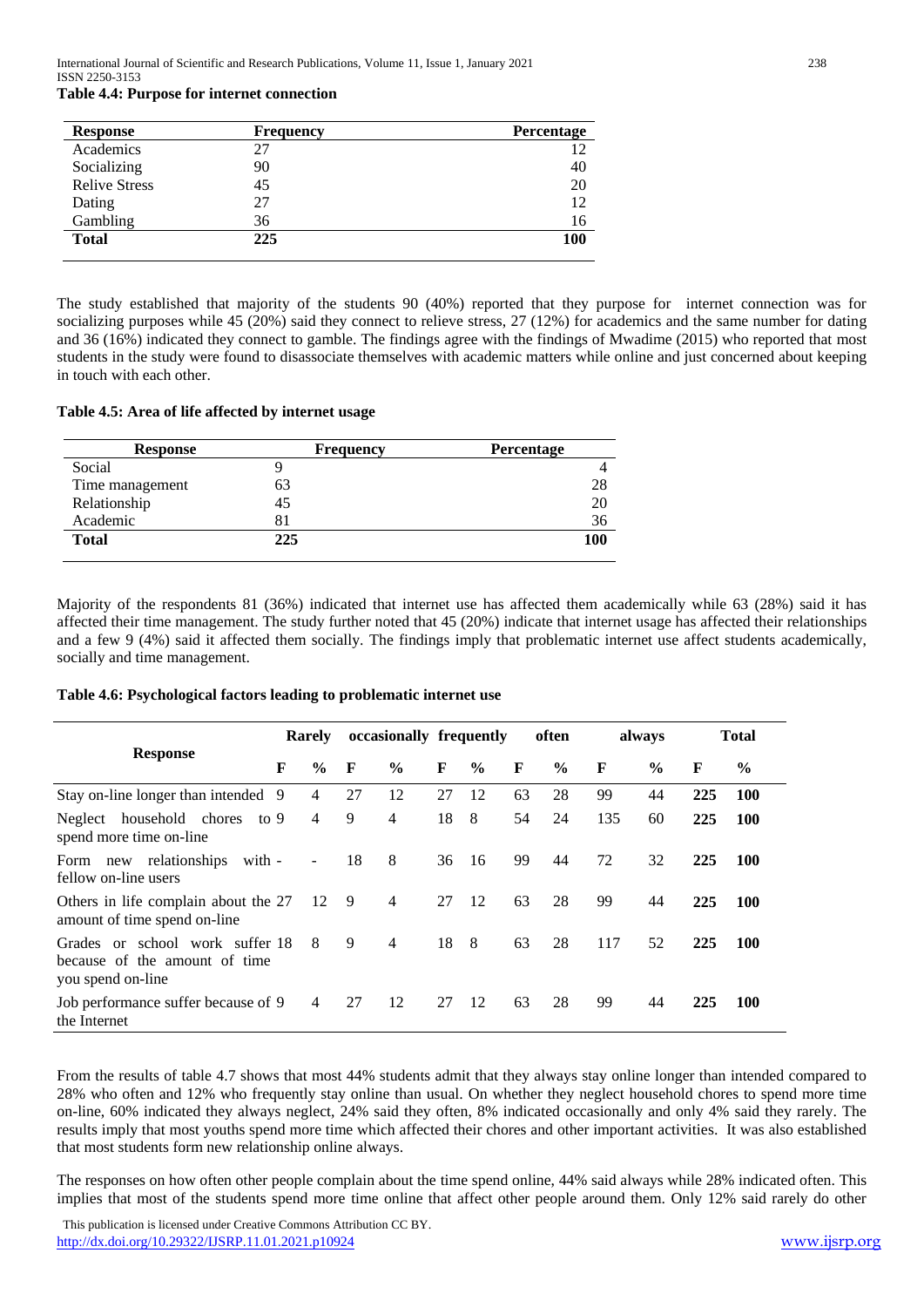**Table 4.4: Purpose for internet connection**

| Response | Frequency | Percentage |
|---|---|---|
| Academics | 27 | 12 |
| Socializing | 90 | 40 |
| Relive Stress | 45 | 20 |
| Dating | 27 | 12 |
| Gambling | 36 | 16 |
| **Total** | **225** | **100** |

The study established that majority of the students 90 (40%) reported that they purpose for internet connection was for socializing purposes while 45 (20%) said they connect to relieve stress, 27 (12%) for academics and the same number for dating and 36 (16%) indicated they connect to gamble. The findings agree with the findings of Mwadime (2015) who reported that most students in the study were found to disassociate themselves with academic matters while online and just concerned about keeping in touch with each other.

**Table 4.5: Area of life affected by internet usage**

| Response | Frequency | Percentage |
|---|---|---|
| Social | 9 | 4 |
| Time management | 63 | 28 |
| Relationship | 45 | 20 |
| Academic | 81 | 36 |
| **Total** | **225** | **100** |

Majority of the respondents 81 (36%) indicated that internet use has affected them academically while 63 (28%) said it has affected their time management. The study further noted that 45 (20%) indicate that internet usage has affected their relationships and a few 9 (4%) said it affected them socially. The findings imply that problematic internet use affect students academically, socially and time management.

**Table 4.6: Psychological factors leading to problematic internet use**

| Response | Rarely | | occasionally | | frequently | | often | | always | | Total | |
|---|---|---|---|---|---|---|---|---|---|---|---|---|
| | F | % | F | % | F | % | F | % | F | % | F | % |
| Stay on-line longer than intended | 9 | 4 | 27 | 12 | 27 | 12 | 63 | 28 | 99 | 44 | **225** | **100** |
| Neglect household chores to spend more time on-line | 9 | 4 | 9 | 4 | 18 | 8 | 54 | 24 | 135 | 60 | **225** | **100** |
| Form new relationships with fellow on-line users | - | - | 18 | 8 | 36 | 16 | 99 | 44 | 72 | 32 | **225** | **100** |
| Others in life complain about the amount of time spend on-line | 27 | 12 | 9 | 4 | 27 | 12 | 63 | 28 | 99 | 44 | **225** | **100** |
| Grades or school work suffer because of the amount of time you spend on-line | 18 | 8 | 9 | 4 | 18 | 8 | 63 | 28 | 117 | 52 | **225** | **100** |
| Job performance suffer because of the Internet | 9 | 4 | 27 | 12 | 27 | 12 | 63 | 28 | 99 | 44 | **225** | **100** |

From the results of table 4.7 shows that most 44% students admit that they always stay online longer than intended compared to 28% who often and 12% who frequently stay online than usual. On whether they neglect household chores to spend more time on-line, 60% indicated they always neglect, 24% said they often, 8% indicated occasionally and only 4% said they rarely. The results imply that most youths spend more time which affected their chores and other important activities. It was also established that most students form new relationship online always.

The responses on how often other people complain about the time spend online, 44% said always while 28% indicated often. This implies that most of the students spend more time online that affect other people around them. Only 12% said rarely do other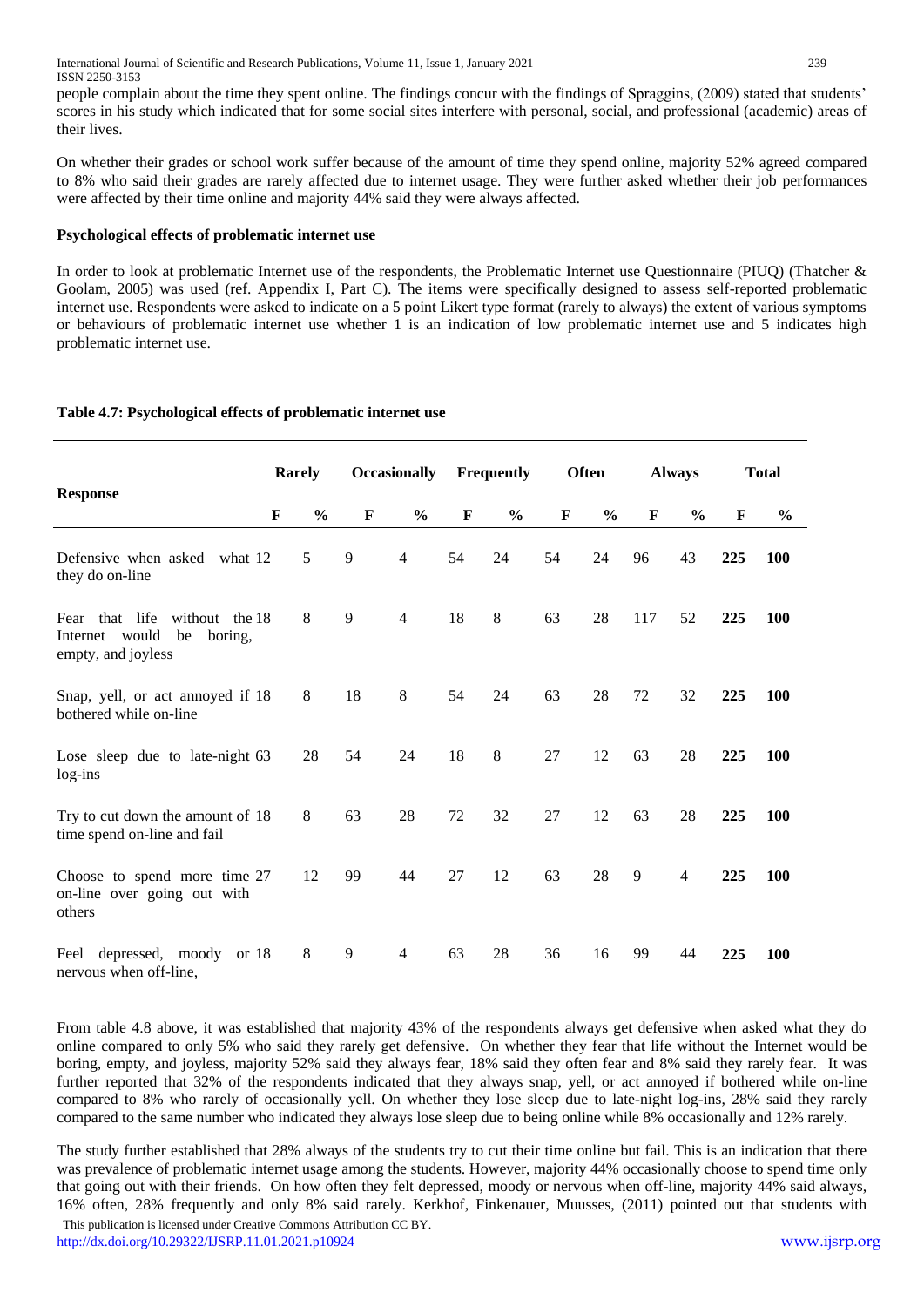people complain about the time they spent online. The findings concur with the findings of Spraggins, (2009) stated that students' scores in his study which indicated that for some social sites interfere with personal, social, and professional (academic) areas of their lives.

On whether their grades or school work suffer because of the amount of time they spend online, majority 52% agreed compared to 8% who said their grades are rarely affected due to internet usage. They were further asked whether their job performances were affected by their time online and majority 44% said they were always affected.

**Psychological effects of problematic internet use**

In order to look at problematic Internet use of the respondents, the Problematic Internet use Questionnaire (PIUQ) (Thatcher & Goolam, 2005) was used (ref. Appendix I, Part C). The items were specifically designed to assess self-reported problematic internet use. Respondents were asked to indicate on a 5 point Likert type format (rarely to always) the extent of various symptoms or behaviours of problematic internet use whether 1 is an indication of low problematic internet use and 5 indicates high problematic internet use.

**Table 4.7: Psychological effects of problematic internet use**

| Response | Rarely | | Occasionally | | Frequently | | Often | | Always | | Total | |
|---|---|---|---|---|---|---|---|---|---|---|---|---|
| | F | % | F | % | F | % | F | % | F | % | F | % |
| Defensive when asked what they do on-line | 12 | 5 | 9 | 4 | 54 | 24 | 54 | 24 | 96 | 43 | **225** | **100** |
| Fear that life without the Internet would be boring, empty, and joyless | 18 | 8 | 9 | 4 | 18 | 8 | 63 | 28 | 117 | 52 | **225** | **100** |
| Snap, yell, or act annoyed if bothered while on-line | 18 | 8 | 18 | 8 | 54 | 24 | 63 | 28 | 72 | 32 | **225** | **100** |
| Lose sleep due to late-night log-ins | 63 | 28 | 54 | 24 | 18 | 8 | 27 | 12 | 63 | 28 | **225** | **100** |
| Try to cut down the amount of time spend on-line and fail | 18 | 8 | 63 | 28 | 72 | 32 | 27 | 12 | 63 | 28 | **225** | **100** |
| Choose to spend more time on-line over going out with others | 27 | 12 | 99 | 44 | 27 | 12 | 63 | 28 | 9 | 4 | **225** | **100** |
| Feel depressed, moody or nervous when off-line, | 18 | 8 | 9 | 4 | 63 | 28 | 36 | 16 | 99 | 44 | **225** | **100** |

From table 4.8 above, it was established that majority 43% of the respondents always get defensive when asked what they do online compared to only 5% who said they rarely get defensive. On whether they fear that life without the Internet would be boring, empty, and joyless, majority 52% said they always fear, 18% said they often fear and 8% said they rarely fear. It was further reported that 32% of the respondents indicated that they always snap, yell, or act annoyed if bothered while on-line compared to 8% who rarely of occasionally yell. On whether they lose sleep due to late-night log-ins, 28% said they rarely compared to the same number who indicated they always lose sleep due to being online while 8% occasionally and 12% rarely.

The study further established that 28% always of the students try to cut their time online but fail. This is an indication that there was prevalence of problematic internet usage among the students. However, majority 44% occasionally choose to spend time only that going out with their friends. On how often they felt depressed, moody or nervous when off-line, majority 44% said always, 16% often, 28% frequently and only 8% said rarely. Kerkhof, Finkenauer, Muusses, (2011) pointed out that students with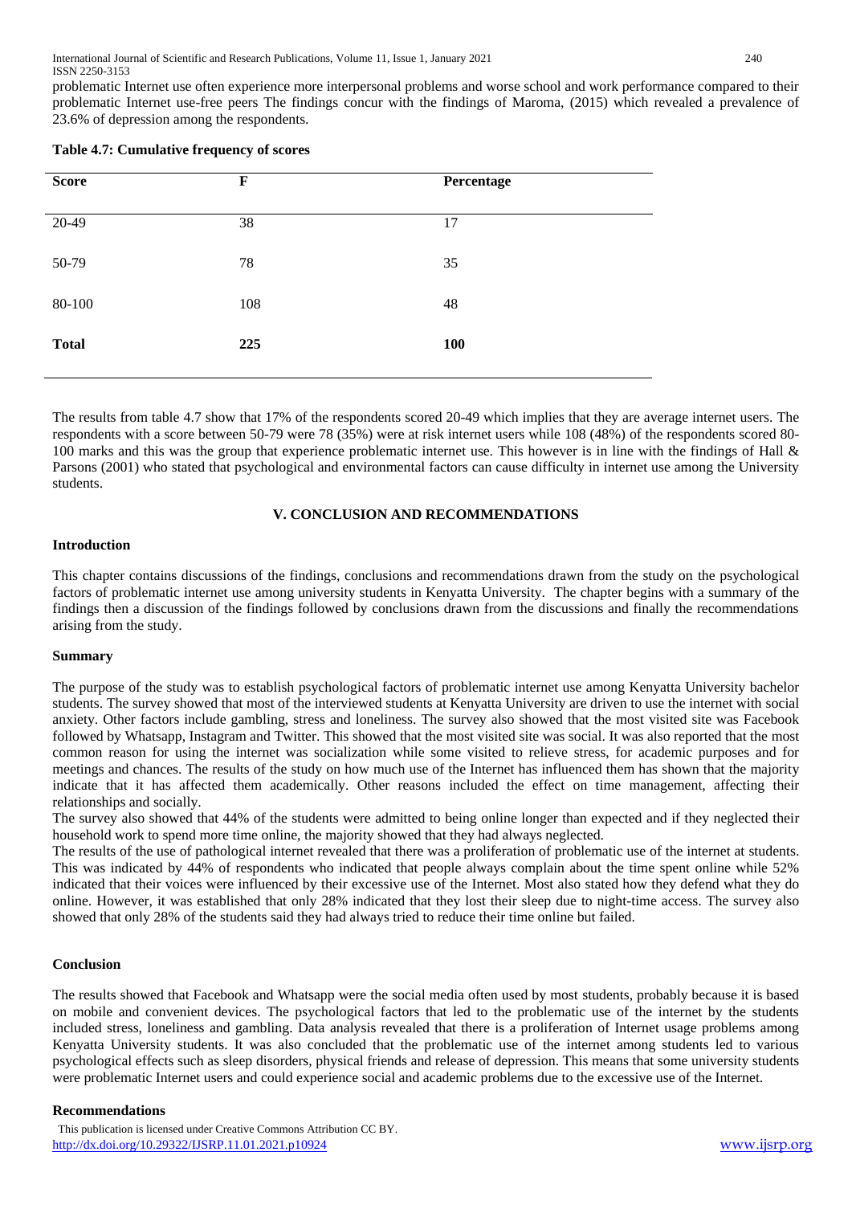problematic Internet use often experience more interpersonal problems and worse school and work performance compared to their problematic Internet use-free peers The findings concur with the findings of Maroma, (2015) which revealed a prevalence of 23.6% of depression among the respondents.

**Table 4.7: Cumulative frequency of scores**

| Score | F | Percentage |
|---|---|---|
| 20-49 | 38 | 17 |
| 50-79 | 78 | 35 |
| 80-100 | 108 | 48 |
| **Total** | **225** | **100** |

The results from table 4.7 show that 17% of the respondents scored 20-49 which implies that they are average internet users. The respondents with a score between 50-79 were 78 (35%) were at risk internet users while 108 (48%) of the respondents scored 80-100 marks and this was the group that experience problematic internet use. This however is in line with the findings of Hall & Parsons (2001) who stated that psychological and environmental factors can cause difficulty in internet use among the University students.

## V. CONCLUSION AND RECOMMENDATIONS

### Introduction

This chapter contains discussions of the findings, conclusions and recommendations drawn from the study on the psychological factors of problematic internet use among university students in Kenyatta University. The chapter begins with a summary of the findings then a discussion of the findings followed by conclusions drawn from the discussions and finally the recommendations arising from the study.

### Summary

The purpose of the study was to establish psychological factors of problematic internet use among Kenyatta University bachelor students. The survey showed that most of the interviewed students at Kenyatta University are driven to use the internet with social anxiety. Other factors include gambling, stress and loneliness. The survey also showed that the most visited site was Facebook followed by Whatsapp, Instagram and Twitter. This showed that the most visited site was social. It was also reported that the most common reason for using the internet was socialization while some visited to relieve stress, for academic purposes and for meetings and chances. The results of the study on how much use of the Internet has influenced them has shown that the majority indicate that it has affected them academically. Other reasons included the effect on time management, affecting their relationships and socially.

The survey also showed that 44% of the students were admitted to being online longer than expected and if they neglected their household work to spend more time online, the majority showed that they had always neglected.

The results of the use of pathological internet revealed that there was a proliferation of problematic use of the internet at students. This was indicated by 44% of respondents who indicated that people always complain about the time spent online while 52% indicated that their voices were influenced by their excessive use of the Internet. Most also stated how they defend what they do online. However, it was established that only 28% indicated that they lost their sleep due to night-time access. The survey also showed that only 28% of the students said they had always tried to reduce their time online but failed.

### Conclusion

The results showed that Facebook and Whatsapp were the social media often used by most students, probably because it is based on mobile and convenient devices. The psychological factors that led to the problematic use of the internet by the students included stress, loneliness and gambling. Data analysis revealed that there is a proliferation of Internet usage problems among Kenyatta University students. It was also concluded that the problematic use of the internet among students led to various psychological effects such as sleep disorders, physical friends and release of depression. This means that some university students were problematic Internet users and could experience social and academic problems due to the excessive use of the Internet.

### Recommendations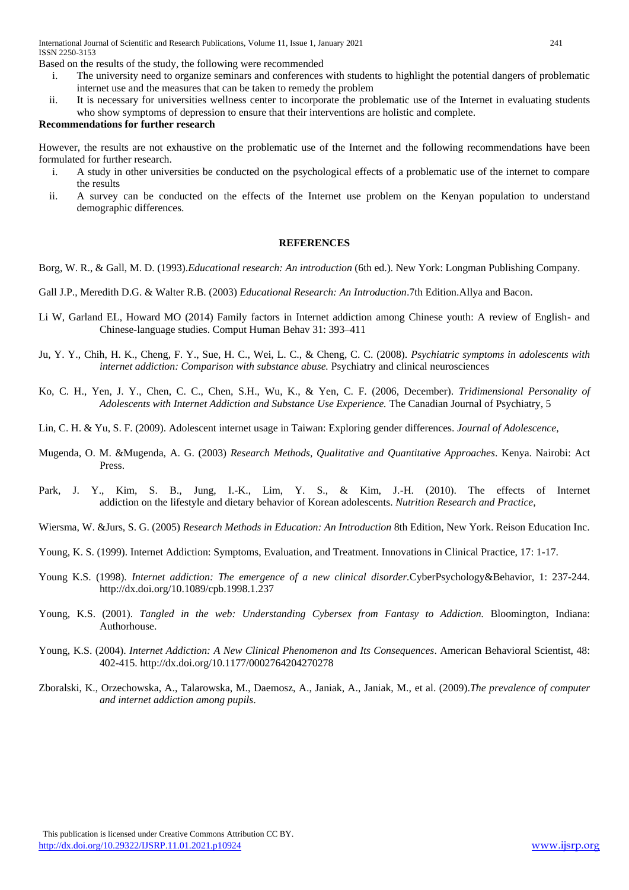Based on the results of the study, the following were recommended

i. The university need to organize seminars and conferences with students to highlight the potential dangers of problematic internet use and the measures that can be taken to remedy the problem
ii. It is necessary for universities wellness center to incorporate the problematic use of the Internet in evaluating students who show symptoms of depression to ensure that their interventions are holistic and complete.

**Recommendations for further research**

However, the results are not exhaustive on the problematic use of the Internet and the following recommendations have been formulated for further research.

i. A study in other universities be conducted on the psychological effects of a problematic use of the internet to compare the results
ii. A survey can be conducted on the effects of the Internet use problem on the Kenyan population to understand demographic differences.

**REFERENCES**

Borg, W. R., & Gall, M. D. (1993).*Educational research: An introduction* (6th ed.). New York: Longman Publishing Company.

Gall J.P., Meredith D.G. & Walter R.B. (2003) *Educational Research: An Introduction*.7th Edition.Allya and Bacon.

Li W, Garland EL, Howard MO (2014) Family factors in Internet addiction among Chinese youth: A review of English- and Chinese-language studies. Comput Human Behav 31: 393–411

Ju, Y. Y., Chih, H. K., Cheng, F. Y., Sue, H. C., Wei, L. C., & Cheng, C. C. (2008). *Psychiatric symptoms in adolescents with internet addiction: Comparison with substance abuse.* Psychiatry and clinical neurosciences

Ko, C. H., Yen, J. Y., Chen, C. C., Chen, S.H., Wu, K., & Yen, C. F. (2006, December). *Tridimensional Personality of Adolescents with Internet Addiction and Substance Use Experience.* The Canadian Journal of Psychiatry, 5

Lin, C. H. & Yu, S. F. (2009). Adolescent internet usage in Taiwan: Exploring gender differences. *Journal of Adolescence,*

Mugenda, O. M. &Mugenda, A. G. (2003) *Research Methods, Qualitative and Quantitative Approaches*. Kenya. Nairobi: Act Press.

Park, J. Y., Kim, S. B., Jung, I.-K., Lim, Y. S., & Kim, J.-H. (2010). The effects of Internet addiction on the lifestyle and dietary behavior of Korean adolescents. *Nutrition Research and Practice,*

Wiersma, W. &Jurs, S. G. (2005) *Research Methods in Education: An Introduction* 8th Edition, New York. Reison Education Inc.

Young, K. S. (1999). Internet Addiction: Symptoms, Evaluation, and Treatment. Innovations in Clinical Practice, 17: 1-17.

Young K.S. (1998). *Internet addiction: The emergence of a new clinical disorder.*CyberPsychology&Behavior, 1: 237-244. http://dx.doi.org/10.1089/cpb.1998.1.237

Young, K.S. (2001). *Tangled in the web: Understanding Cybersex from Fantasy to Addiction.* Bloomington, Indiana: Authorhouse.

Young, K.S. (2004). *Internet Addiction: A New Clinical Phenomenon and Its Consequences*. American Behavioral Scientist, 48: 402-415. http://dx.doi.org/10.1177/0002764204270278

Zboralski, K., Orzechowska, A., Talarowska, M., Daemosz, A., Janiak, A., Janiak, M., et al. (2009).*The prevalence of computer and internet addiction among pupils*.